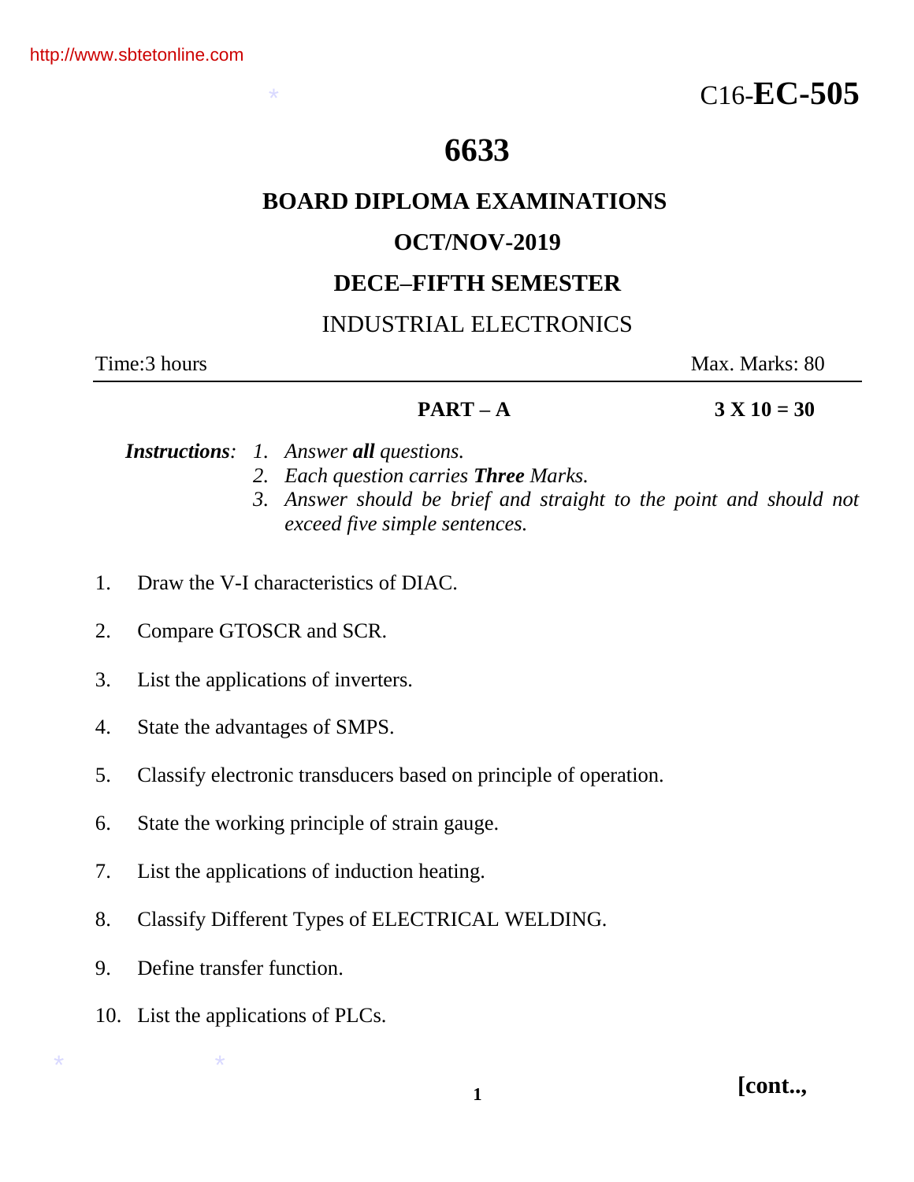http://www.sbtetonline.com

C16-**EC-505**

# 6633

## BOARD DIPLOMA EXAMINATIONS

## OCT/NOV-2019

## DECE–FIFTH SEMESTER

## INDUSTRIAL ELECTRONICS

Time:3 hours | Max. Marks: 80

**PART – A** **3 X 10 = 30**

***Instructions***: *1. Answer **all** questions.*
*2. Each question carries **Three** Marks.*
*3. Answer should be brief and straight to the point and should not exceed five simple sentences.*

1. Draw the V-I characteristics of DIAC.
2. Compare GTOSCR and SCR.
3. List the applications of inverters.
4. State the advantages of SMPS.
5. Classify electronic transducers based on principle of operation.
6. State the working principle of strain gauge.
7. List the applications of induction heating.
8. Classify Different Types of ELECTRICAL WELDING.
9. Define transfer function.
10. List the applications of PLCs.

**[cont..,**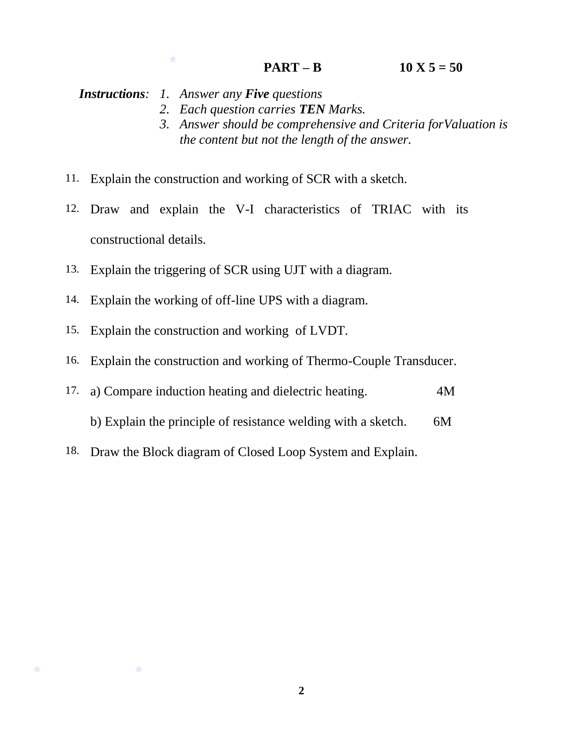## PART – B 10 X 5 = 50

***Instructions**:* 
1. *Answer any **Five** questions*
2. *Each question carries **TEN** Marks.*
3. *Answer should be comprehensive and Criteria forValuation is the content but not the length of the answer.*

11. Explain the construction and working of SCR with a sketch.
12. Draw and explain the V-I characteristics of TRIAC with its constructional details.
13. Explain the triggering of SCR using UJT with a diagram.
14. Explain the working of off-line UPS with a diagram.
15. Explain the construction and working of LVDT.
16. Explain the construction and working of Thermo-Couple Transducer.
17. a) Compare induction heating and dielectric heating. 4M

    b) Explain the principle of resistance welding with a sketch. 6M
18. Draw the Block diagram of Closed Loop System and Explain.